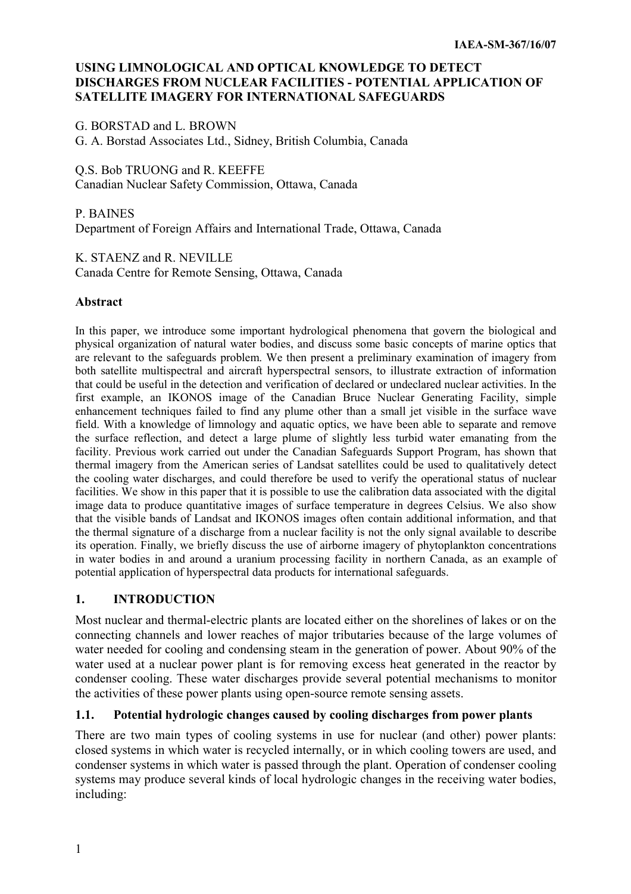# USING LIMNOLOGICAL AND OPTICAL KNOWLEDGE TO DETECT DISCHARGES FROM NUCLEAR FACILITIES - POTENTIAL APPLICATION OF SATELLITE IMAGERY FOR INTERNATIONAL SAFEGUARDS

G. BORSTAD and L. BROWN
G. A. Borstad Associates Ltd., Sidney, British Columbia, Canada

Q.S. Bob TRUONG and R. KEEFFE
Canadian Nuclear Safety Commission, Ottawa, Canada

P. BAINES
Department of Foreign Affairs and International Trade, Ottawa, Canada

K. STAENZ and R. NEVILLE
Canada Centre for Remote Sensing, Ottawa, Canada

**Abstract**

In this paper, we introduce some important hydrological phenomena that govern the biological and physical organization of natural water bodies, and discuss some basic concepts of marine optics that are relevant to the safeguards problem. We then present a preliminary examination of imagery from both satellite multispectral and aircraft hyperspectral sensors, to illustrate extraction of information that could be useful in the detection and verification of declared or undeclared nuclear activities. In the first example, an IKONOS image of the Canadian Bruce Nuclear Generating Facility, simple enhancement techniques failed to find any plume other than a small jet visible in the surface wave field. With a knowledge of limnology and aquatic optics, we have been able to separate and remove the surface reflection, and detect a large plume of slightly less turbid water emanating from the facility. Previous work carried out under the Canadian Safeguards Support Program, has shown that thermal imagery from the American series of Landsat satellites could be used to qualitatively detect the cooling water discharges, and could therefore be used to verify the operational status of nuclear facilities. We show in this paper that it is possible to use the calibration data associated with the digital image data to produce quantitative images of surface temperature in degrees Celsius. We also show that the visible bands of Landsat and IKONOS images often contain additional information, and that the thermal signature of a discharge from a nuclear facility is not the only signal available to describe its operation. Finally, we briefly discuss the use of airborne imagery of phytoplankton concentrations in water bodies in and around a uranium processing facility in northern Canada, as an example of potential application of hyperspectral data products for international safeguards.

## 1. INTRODUCTION

Most nuclear and thermal-electric plants are located either on the shorelines of lakes or on the connecting channels and lower reaches of major tributaries because of the large volumes of water needed for cooling and condensing steam in the generation of power. About 90% of the water used at a nuclear power plant is for removing excess heat generated in the reactor by condenser cooling. These water discharges provide several potential mechanisms to monitor the activities of these power plants using open-source remote sensing assets.

### 1.1. Potential hydrologic changes caused by cooling discharges from power plants

There are two main types of cooling systems in use for nuclear (and other) power plants: closed systems in which water is recycled internally, or in which cooling towers are used, and condenser systems in which water is passed through the plant. Operation of condenser cooling systems may produce several kinds of local hydrologic changes in the receiving water bodies, including: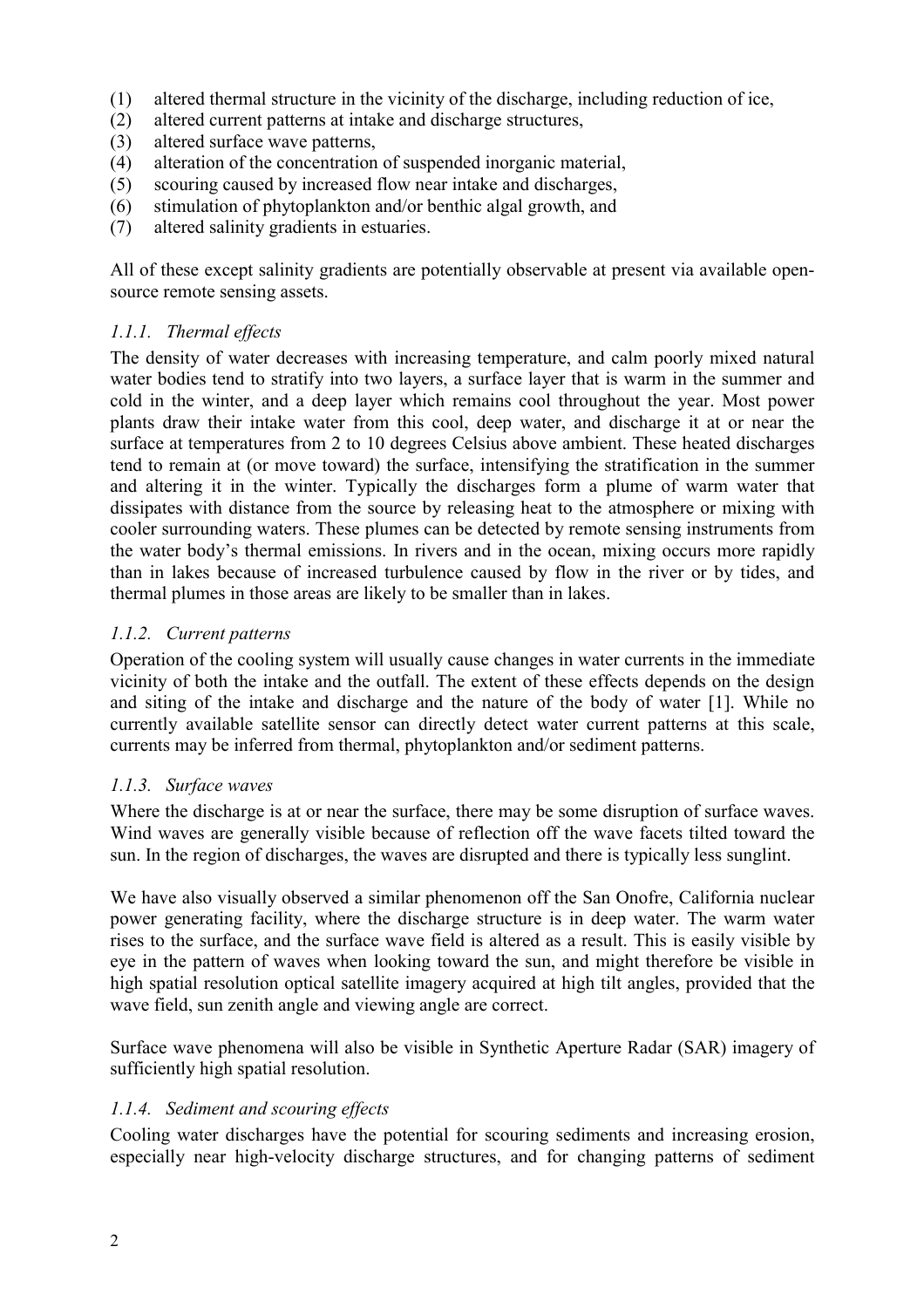(1) altered thermal structure in the vicinity of the discharge, including reduction of ice,
(2) altered current patterns at intake and discharge structures,
(3) altered surface wave patterns,
(4) alteration of the concentration of suspended inorganic material,
(5) scouring caused by increased flow near intake and discharges,
(6) stimulation of phytoplankton and/or benthic algal growth, and
(7) altered salinity gradients in estuaries.

All of these except salinity gradients are potentially observable at present via available open-source remote sensing assets.

### *1.1.1. Thermal effects*

The density of water decreases with increasing temperature, and calm poorly mixed natural water bodies tend to stratify into two layers, a surface layer that is warm in the summer and cold in the winter, and a deep layer which remains cool throughout the year. Most power plants draw their intake water from this cool, deep water, and discharge it at or near the surface at temperatures from 2 to 10 degrees Celsius above ambient. These heated discharges tend to remain at (or move toward) the surface, intensifying the stratification in the summer and altering it in the winter. Typically the discharges form a plume of warm water that dissipates with distance from the source by releasing heat to the atmosphere or mixing with cooler surrounding waters. These plumes can be detected by remote sensing instruments from the water body's thermal emissions. In rivers and in the ocean, mixing occurs more rapidly than in lakes because of increased turbulence caused by flow in the river or by tides, and thermal plumes in those areas are likely to be smaller than in lakes.

### *1.1.2. Current patterns*

Operation of the cooling system will usually cause changes in water currents in the immediate vicinity of both the intake and the outfall. The extent of these effects depends on the design and siting of the intake and discharge and the nature of the body of water [1]. While no currently available satellite sensor can directly detect water current patterns at this scale, currents may be inferred from thermal, phytoplankton and/or sediment patterns.

### *1.1.3. Surface waves*

Where the discharge is at or near the surface, there may be some disruption of surface waves. Wind waves are generally visible because of reflection off the wave facets tilted toward the sun. In the region of discharges, the waves are disrupted and there is typically less sunglint.

We have also visually observed a similar phenomenon off the San Onofre, California nuclear power generating facility, where the discharge structure is in deep water. The warm water rises to the surface, and the surface wave field is altered as a result. This is easily visible by eye in the pattern of waves when looking toward the sun, and might therefore be visible in high spatial resolution optical satellite imagery acquired at high tilt angles, provided that the wave field, sun zenith angle and viewing angle are correct.

Surface wave phenomena will also be visible in Synthetic Aperture Radar (SAR) imagery of sufficiently high spatial resolution.

### *1.1.4. Sediment and scouring effects*

Cooling water discharges have the potential for scouring sediments and increasing erosion, especially near high-velocity discharge structures, and for changing patterns of sediment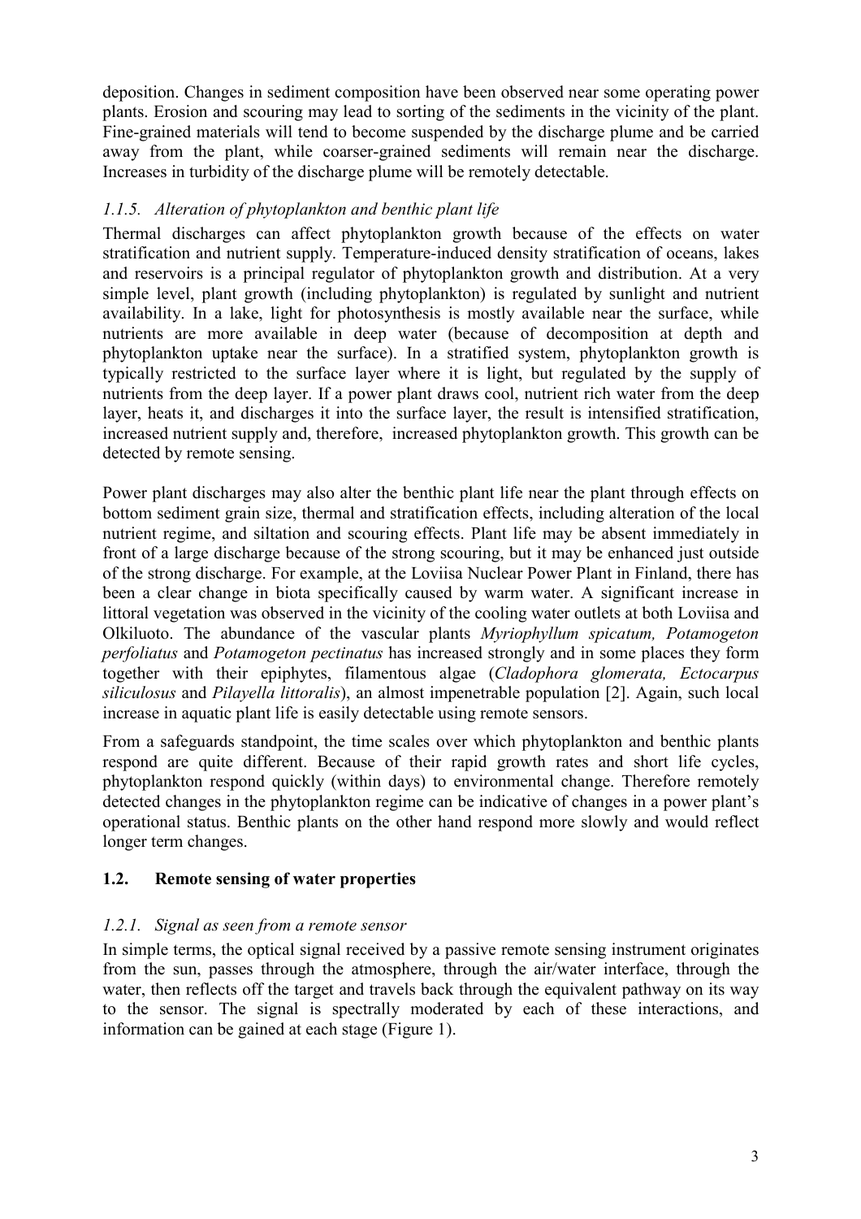deposition. Changes in sediment composition have been observed near some operating power plants. Erosion and scouring may lead to sorting of the sediments in the vicinity of the plant. Fine-grained materials will tend to become suspended by the discharge plume and be carried away from the plant, while coarser-grained sediments will remain near the discharge. Increases in turbidity of the discharge plume will be remotely detectable.

### *1.1.5. Alteration of phytoplankton and benthic plant life*

Thermal discharges can affect phytoplankton growth because of the effects on water stratification and nutrient supply. Temperature-induced density stratification of oceans, lakes and reservoirs is a principal regulator of phytoplankton growth and distribution. At a very simple level, plant growth (including phytoplankton) is regulated by sunlight and nutrient availability. In a lake, light for photosynthesis is mostly available near the surface, while nutrients are more available in deep water (because of decomposition at depth and phytoplankton uptake near the surface). In a stratified system, phytoplankton growth is typically restricted to the surface layer where it is light, but regulated by the supply of nutrients from the deep layer. If a power plant draws cool, nutrient rich water from the deep layer, heats it, and discharges it into the surface layer, the result is intensified stratification, increased nutrient supply and, therefore, increased phytoplankton growth. This growth can be detected by remote sensing.

Power plant discharges may also alter the benthic plant life near the plant through effects on bottom sediment grain size, thermal and stratification effects, including alteration of the local nutrient regime, and siltation and scouring effects. Plant life may be absent immediately in front of a large discharge because of the strong scouring, but it may be enhanced just outside of the strong discharge. For example, at the Loviisa Nuclear Power Plant in Finland, there has been a clear change in biota specifically caused by warm water. A significant increase in littoral vegetation was observed in the vicinity of the cooling water outlets at both Loviisa and Olkiluoto. The abundance of the vascular plants *Myriophyllum spicatum, Potamogeton perfoliatus* and *Potamogeton pectinatus* has increased strongly and in some places they form together with their epiphytes, filamentous algae (*Cladophora glomerata, Ectocarpus siliculosus* and *Pilayella littoralis*), an almost impenetrable population [2]. Again, such local increase in aquatic plant life is easily detectable using remote sensors.

From a safeguards standpoint, the time scales over which phytoplankton and benthic plants respond are quite different. Because of their rapid growth rates and short life cycles, phytoplankton respond quickly (within days) to environmental change. Therefore remotely detected changes in the phytoplankton regime can be indicative of changes in a power plant's operational status. Benthic plants on the other hand respond more slowly and would reflect longer term changes.

## 1.2. Remote sensing of water properties

### *1.2.1. Signal as seen from a remote sensor*

In simple terms, the optical signal received by a passive remote sensing instrument originates from the sun, passes through the atmosphere, through the air/water interface, through the water, then reflects off the target and travels back through the equivalent pathway on its way to the sensor. The signal is spectrally moderated by each of these interactions, and information can be gained at each stage (Figure 1).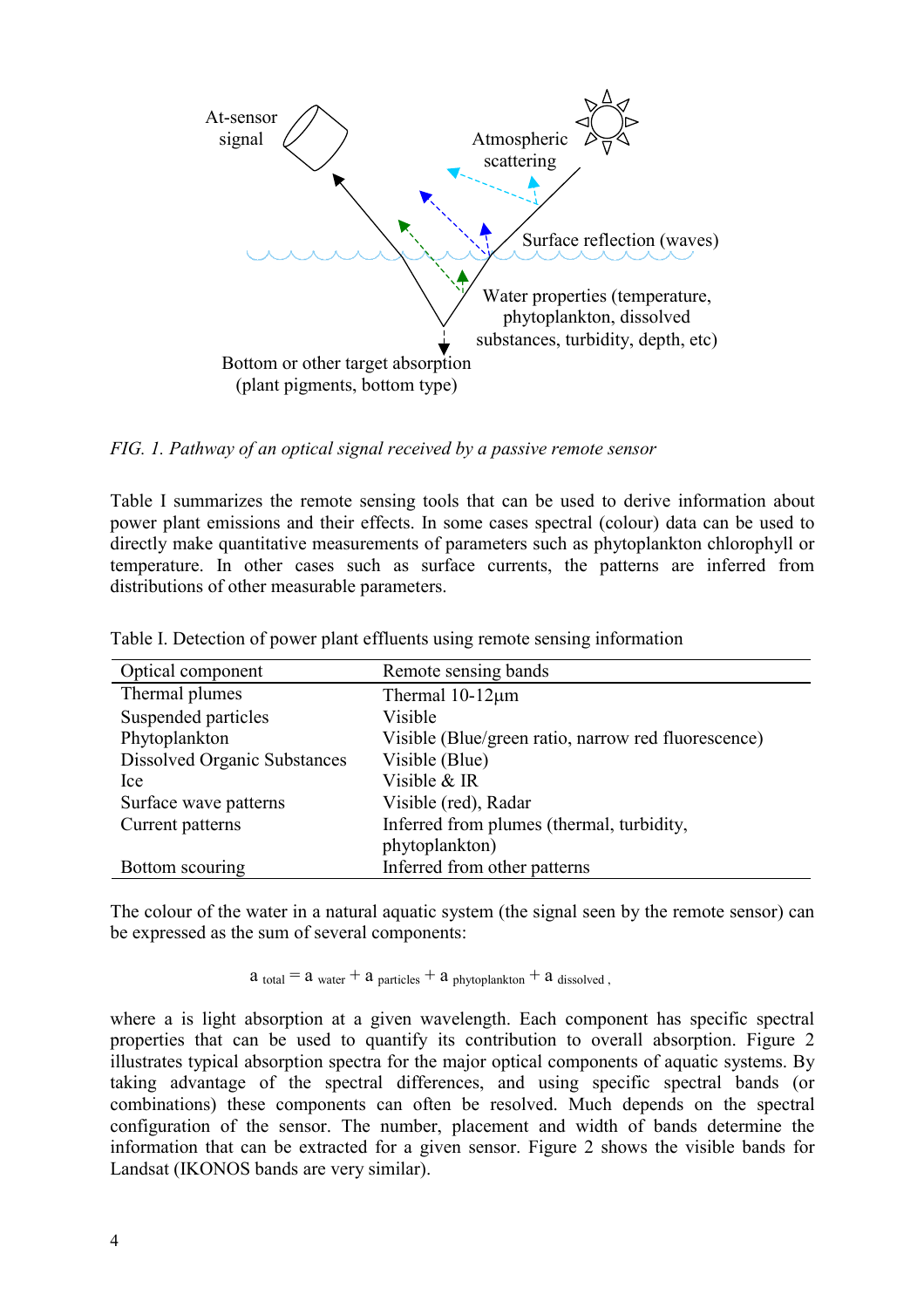*FIG. 1. Pathway of an optical signal received by a passive remote sensor*

Table I summarizes the remote sensing tools that can be used to derive information about power plant emissions and their effects. In some cases spectral (colour) data can be used to directly make quantitative measurements of parameters such as phytoplankton chlorophyll or temperature. In other cases such as surface currents, the patterns are inferred from distributions of other measurable parameters.

Table I. Detection of power plant effluents using remote sensing information

| Optical component | Remote sensing bands |
|---|---|
| Thermal plumes | Thermal 10-12μm |
| Suspended particles | Visible |
| Phytoplankton | Visible (Blue/green ratio, narrow red fluorescence) |
| Dissolved Organic Substances | Visible (Blue) |
| Ice | Visible & IR |
| Surface wave patterns | Visible (red), Radar |
| Current patterns | Inferred from plumes (thermal, turbidity, phytoplankton) |
| Bottom scouring | Inferred from other patterns |

The colour of the water in a natural aquatic system (the signal seen by the remote sensor) can be expressed as the sum of several components:

$$a_{total} = a_{water} + a_{particles} + a_{phytoplankton} + a_{dissolved},$$

where a is light absorption at a given wavelength. Each component has specific spectral properties that can be used to quantify its contribution to overall absorption. Figure 2 illustrates typical absorption spectra for the major optical components of aquatic systems. By taking advantage of the spectral differences, and using specific spectral bands (or combinations) these components can often be resolved. Much depends on the spectral configuration of the sensor. The number, placement and width of bands determine the information that can be extracted for a given sensor. Figure 2 shows the visible bands for Landsat (IKONOS bands are very similar).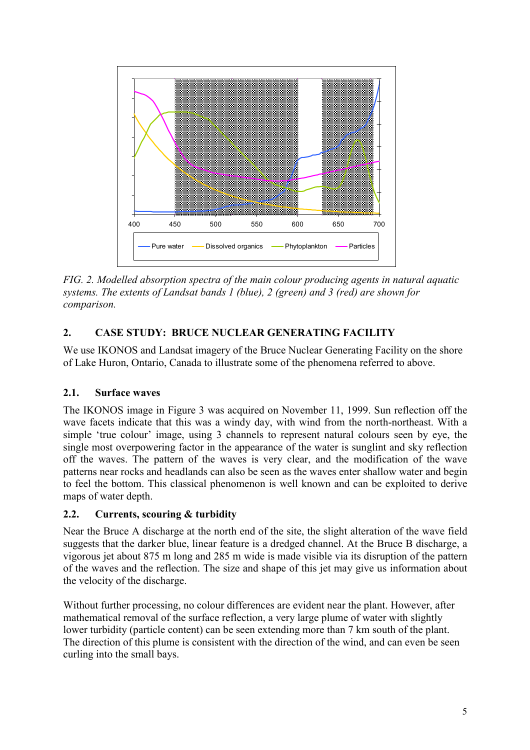*FIG. 2. Modelled absorption spectra of the main colour producing agents in natural aquatic systems. The extents of Landsat bands 1 (blue), 2 (green) and 3 (red) are shown for comparison.*

## 2. CASE STUDY: BRUCE NUCLEAR GENERATING FACILITY

We use IKONOS and Landsat imagery of the Bruce Nuclear Generating Facility on the shore of Lake Huron, Ontario, Canada to illustrate some of the phenomena referred to above.

### 2.1. Surface waves

The IKONOS image in Figure 3 was acquired on November 11, 1999. Sun reflection off the wave facets indicate that this was a windy day, with wind from the north-northeast. With a simple 'true colour' image, using 3 channels to represent natural colours seen by eye, the single most overpowering factor in the appearance of the water is sunglint and sky reflection off the waves. The pattern of the waves is very clear, and the modification of the wave patterns near rocks and headlands can also be seen as the waves enter shallow water and begin to feel the bottom. This classical phenomenon is well known and can be exploited to derive maps of water depth.

### 2.2. Currents, scouring & turbidity

Near the Bruce A discharge at the north end of the site, the slight alteration of the wave field suggests that the darker blue, linear feature is a dredged channel. At the Bruce B discharge, a vigorous jet about 875 m long and 285 m wide is made visible via its disruption of the pattern of the waves and the reflection. The size and shape of this jet may give us information about the velocity of the discharge.

Without further processing, no colour differences are evident near the plant. However, after mathematical removal of the surface reflection, a very large plume of water with slightly lower turbidity (particle content) can be seen extending more than 7 km south of the plant. The direction of this plume is consistent with the direction of the wind, and can even be seen curling into the small bays.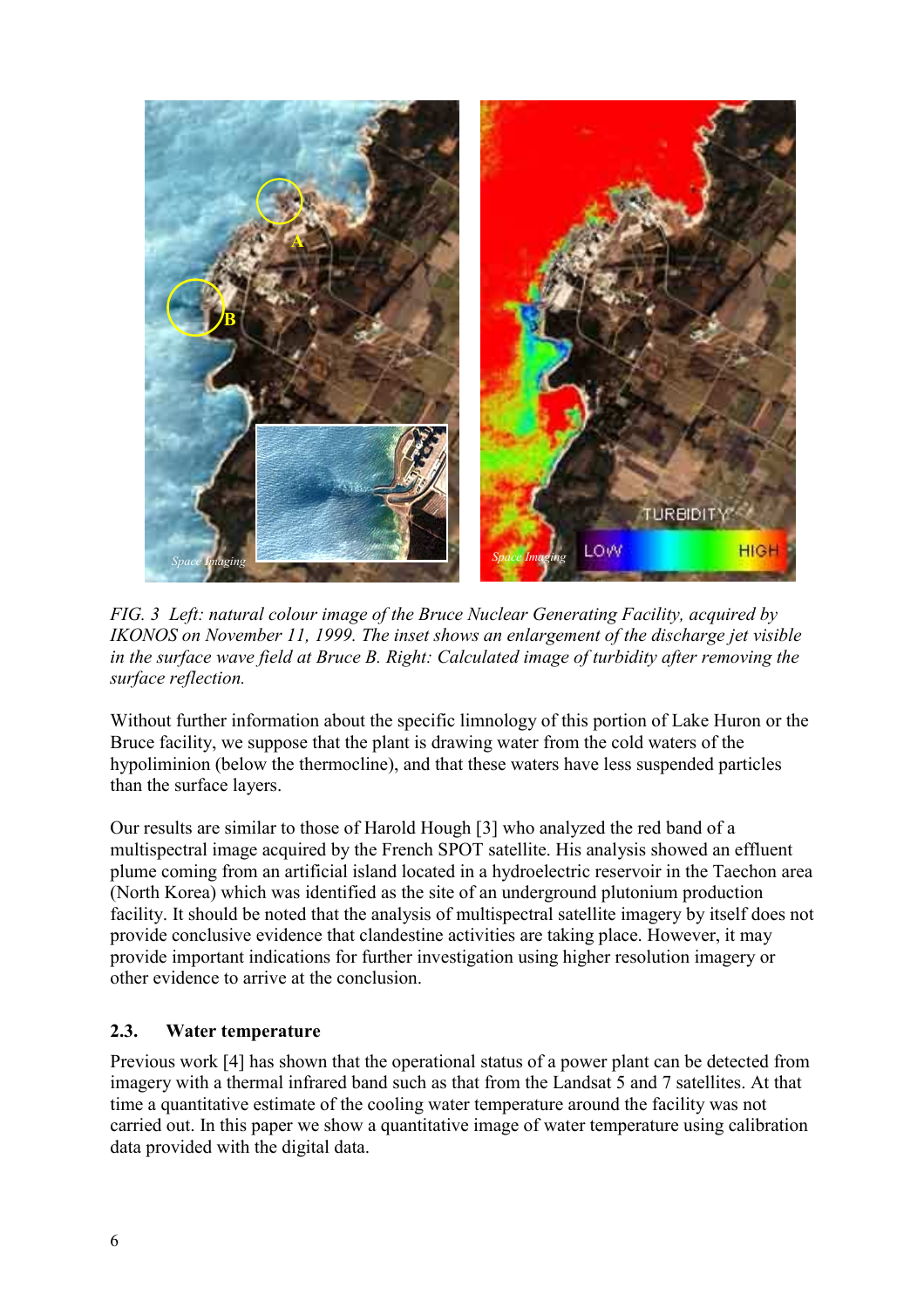*FIG. 3 Left: natural colour image of the Bruce Nuclear Generating Facility, acquired by IKONOS on November 11, 1999. The inset shows an enlargement of the discharge jet visible in the surface wave field at Bruce B. Right: Calculated image of turbidity after removing the surface reflection.*

Without further information about the specific limnology of this portion of Lake Huron or the Bruce facility, we suppose that the plant is drawing water from the cold waters of the hypoliminion (below the thermocline), and that these waters have less suspended particles than the surface layers.

Our results are similar to those of Harold Hough [3] who analyzed the red band of a multispectral image acquired by the French SPOT satellite. His analysis showed an effluent plume coming from an artificial island located in a hydroelectric reservoir in the Taechon area (North Korea) which was identified as the site of an underground plutonium production facility. It should be noted that the analysis of multispectral satellite imagery by itself does not provide conclusive evidence that clandestine activities are taking place. However, it may provide important indications for further investigation using higher resolution imagery or other evidence to arrive at the conclusion.

### 2.3. Water temperature

Previous work [4] has shown that the operational status of a power plant can be detected from imagery with a thermal infrared band such as that from the Landsat 5 and 7 satellites. At that time a quantitative estimate of the cooling water temperature around the facility was not carried out. In this paper we show a quantitative image of water temperature using calibration data provided with the digital data.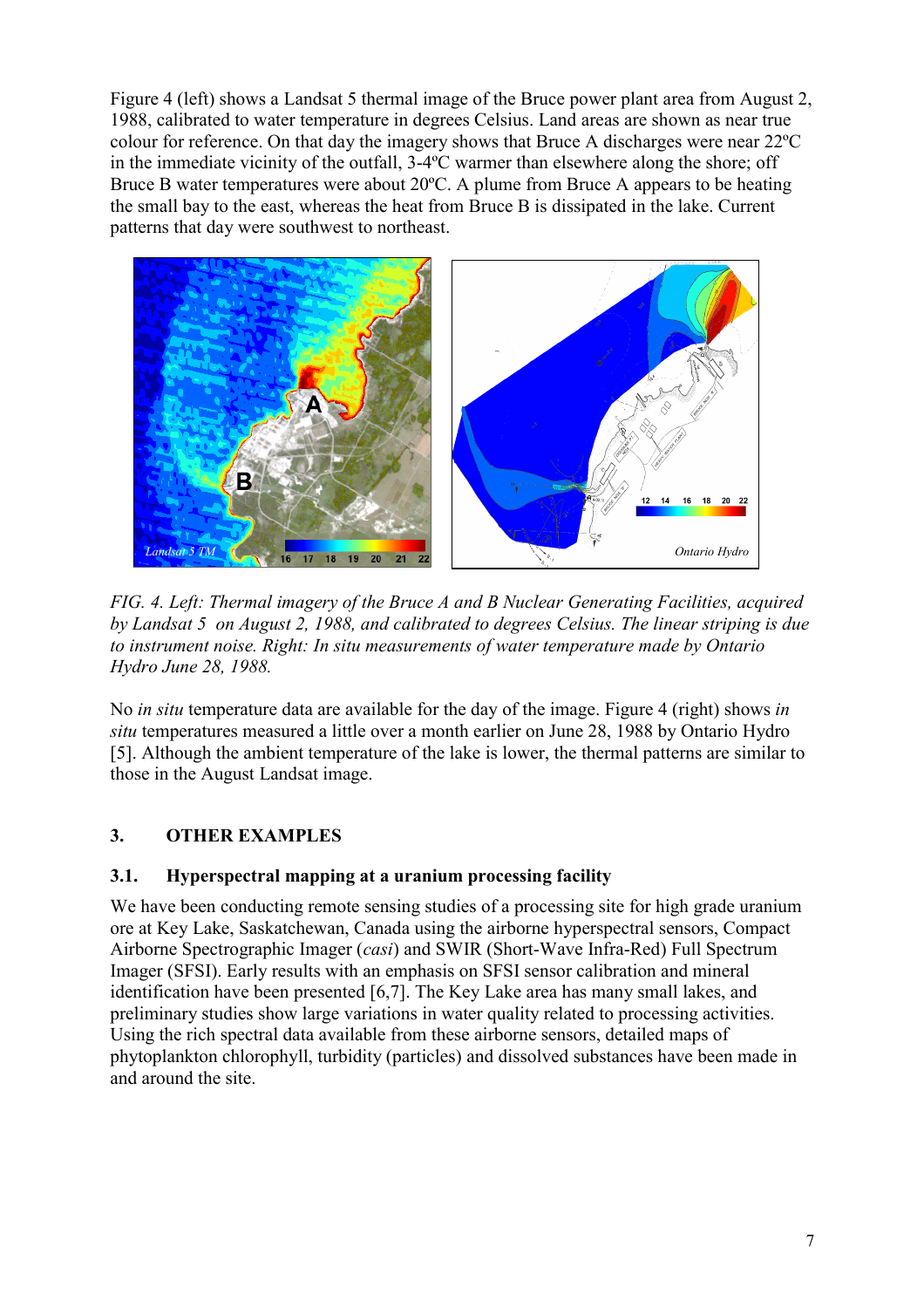Figure 4 (left) shows a Landsat 5 thermal image of the Bruce power plant area from August 2, 1988, calibrated to water temperature in degrees Celsius. Land areas are shown as near true colour for reference. On that day the imagery shows that Bruce A discharges were near 22ºC in the immediate vicinity of the outfall, 3-4ºC warmer than elsewhere along the shore; off Bruce B water temperatures were about 20ºC. A plume from Bruce A appears to be heating the small bay to the east, whereas the heat from Bruce B is dissipated in the lake. Current patterns that day were southwest to northeast.

*FIG. 4. Left: Thermal imagery of the Bruce A and B Nuclear Generating Facilities, acquired by Landsat 5 on August 2, 1988, and calibrated to degrees Celsius. The linear striping is due to instrument noise. Right: In situ measurements of water temperature made by Ontario Hydro June 28, 1988.*

No *in situ* temperature data are available for the day of the image. Figure 4 (right) shows *in situ* temperatures measured a little over a month earlier on June 28, 1988 by Ontario Hydro [5]. Although the ambient temperature of the lake is lower, the thermal patterns are similar to those in the August Landsat image.

## 3. OTHER EXAMPLES

### 3.1. Hyperspectral mapping at a uranium processing facility

We have been conducting remote sensing studies of a processing site for high grade uranium ore at Key Lake, Saskatchewan, Canada using the airborne hyperspectral sensors, Compact Airborne Spectrographic Imager (*casi*) and SWIR (Short-Wave Infra-Red) Full Spectrum Imager (SFSI). Early results with an emphasis on SFSI sensor calibration and mineral identification have been presented [6,7]. The Key Lake area has many small lakes, and preliminary studies show large variations in water quality related to processing activities. Using the rich spectral data available from these airborne sensors, detailed maps of phytoplankton chlorophyll, turbidity (particles) and dissolved substances have been made in and around the site.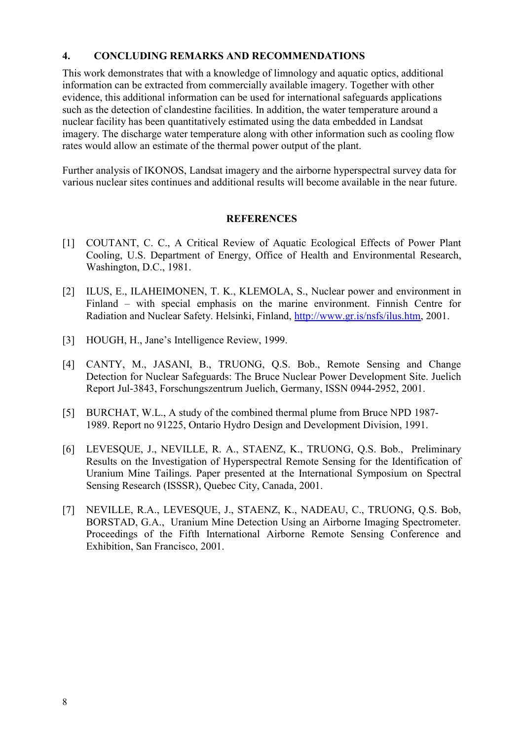## 4. CONCLUDING REMARKS AND RECOMMENDATIONS

This work demonstrates that with a knowledge of limnology and aquatic optics, additional information can be extracted from commercially available imagery. Together with other evidence, this additional information can be used for international safeguards applications such as the detection of clandestine facilities. In addition, the water temperature around a nuclear facility has been quantitatively estimated using the data embedded in Landsat imagery. The discharge water temperature along with other information such as cooling flow rates would allow an estimate of the thermal power output of the plant.

Further analysis of IKONOS, Landsat imagery and the airborne hyperspectral survey data for various nuclear sites continues and additional results will become available in the near future.

## REFERENCES

[1] COUTANT, C. C., A Critical Review of Aquatic Ecological Effects of Power Plant Cooling, U.S. Department of Energy, Office of Health and Environmental Research, Washington, D.C., 1981.

[2] ILUS, E., ILAHEIMONEN, T. K., KLEMOLA, S., Nuclear power and environment in Finland – with special emphasis on the marine environment. Finnish Centre for Radiation and Nuclear Safety. Helsinki, Finland, http://www.gr.is/nsfs/ilus.htm, 2001.

[3] HOUGH, H., Jane's Intelligence Review, 1999.

[4] CANTY, M., JASANI, B., TRUONG, Q.S. Bob., Remote Sensing and Change Detection for Nuclear Safeguards: The Bruce Nuclear Power Development Site. Juelich Report Jul-3843, Forschungszentrum Juelich, Germany, ISSN 0944-2952, 2001.

[5] BURCHAT, W.L., A study of the combined thermal plume from Bruce NPD 1987-1989. Report no 91225, Ontario Hydro Design and Development Division, 1991.

[6] LEVESQUE, J., NEVILLE, R. A., STAENZ, K., TRUONG, Q.S. Bob., Preliminary Results on the Investigation of Hyperspectral Remote Sensing for the Identification of Uranium Mine Tailings. Paper presented at the International Symposium on Spectral Sensing Research (ISSSR), Quebec City, Canada, 2001.

[7] NEVILLE, R.A., LEVESQUE, J., STAENZ, K., NADEAU, C., TRUONG, Q.S. Bob, BORSTAD, G.A., Uranium Mine Detection Using an Airborne Imaging Spectrometer. Proceedings of the Fifth International Airborne Remote Sensing Conference and Exhibition, San Francisco, 2001.